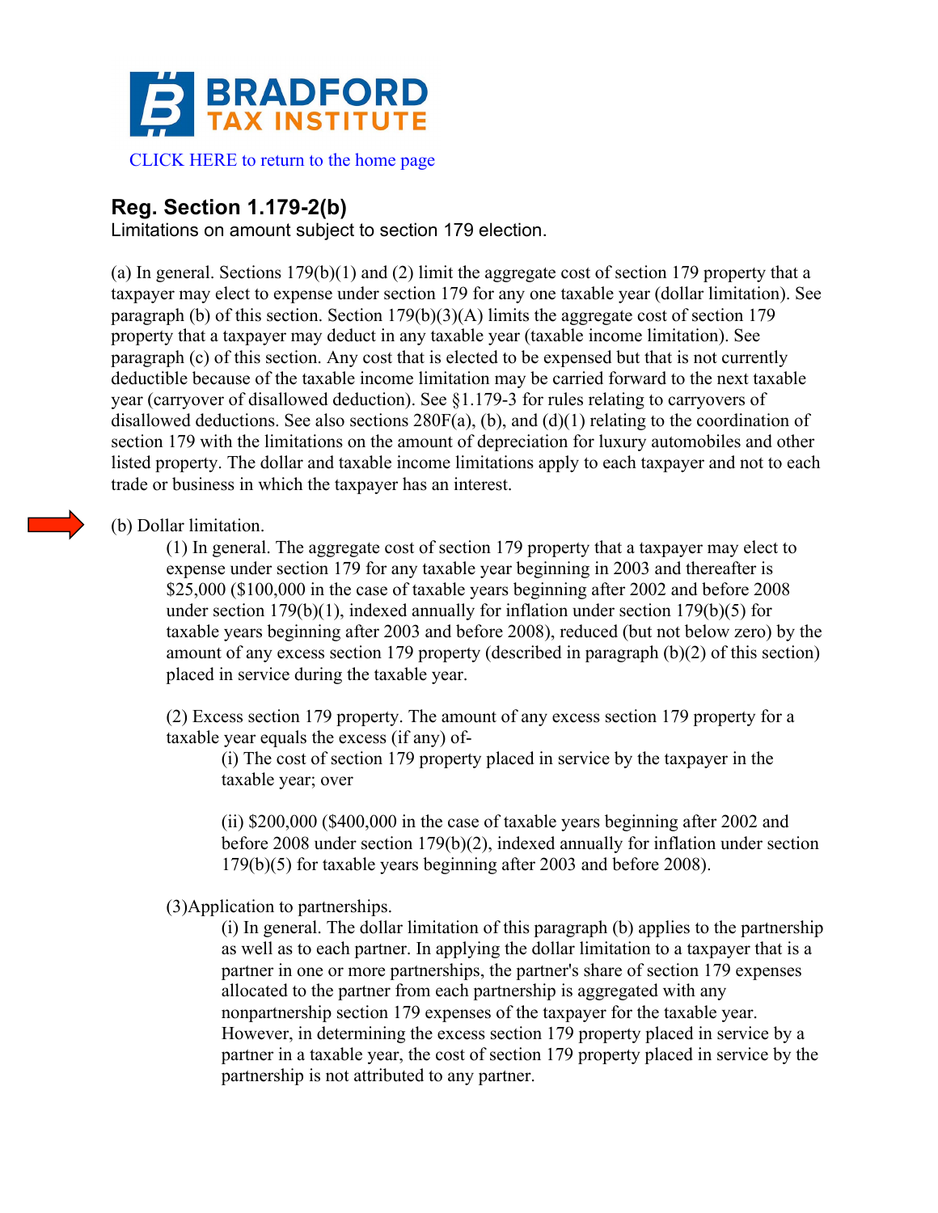# BRADFORD TAX INSTITUTE

CLICK HERE to return to the home page

## Reg. Section 1.179-2(b)

Limitations on amount subject to section 179 election.

(a) In general. Sections 179(b)(1) and (2) limit the aggregate cost of section 179 property that a taxpayer may elect to expense under section 179 for any one taxable year (dollar limitation). See paragraph (b) of this section. Section 179(b)(3)(A) limits the aggregate cost of section 179 property that a taxpayer may deduct in any taxable year (taxable income limitation). See paragraph (c) of this section. Any cost that is elected to be expensed but that is not currently deductible because of the taxable income limitation may be carried forward to the next taxable year (carryover of disallowed deduction). See §1.179-3 for rules relating to carryovers of disallowed deductions. See also sections 280F(a), (b), and (d)(1) relating to the coordination of section 179 with the limitations on the amount of depreciation for luxury automobiles and other listed property. The dollar and taxable income limitations apply to each taxpayer and not to each trade or business in which the taxpayer has an interest.

(b) Dollar limitation.

> (1) In general. The aggregate cost of section 179 property that a taxpayer may elect to expense under section 179 for any taxable year beginning in 2003 and thereafter is $25,000 ($100,000 in the case of taxable years beginning after 2002 and before 2008 under section 179(b)(1), indexed annually for inflation under section 179(b)(5) for taxable years beginning after 2003 and before 2008), reduced (but not below zero) by the amount of any excess section 179 property (described in paragraph (b)(2) of this section) placed in service during the taxable year.
>
> (2) Excess section 179 property. The amount of any excess section 179 property for a taxable year equals the excess (if any) of-
>
> > (i) The cost of section 179 property placed in service by the taxpayer in the taxable year; over
> >
> > (ii) $200,000 ($400,000 in the case of taxable years beginning after 2002 and before 2008 under section 179(b)(2), indexed annually for inflation under section 179(b)(5) for taxable years beginning after 2003 and before 2008).
>
> (3)Application to partnerships.
>
> > (i) In general. The dollar limitation of this paragraph (b) applies to the partnership as well as to each partner. In applying the dollar limitation to a taxpayer that is a partner in one or more partnerships, the partner's share of section 179 expenses allocated to the partner from each partnership is aggregated with any nonpartnership section 179 expenses of the taxpayer for the taxable year. However, in determining the excess section 179 property placed in service by a partner in a taxable year, the cost of section 179 property placed in service by the partnership is not attributed to any partner.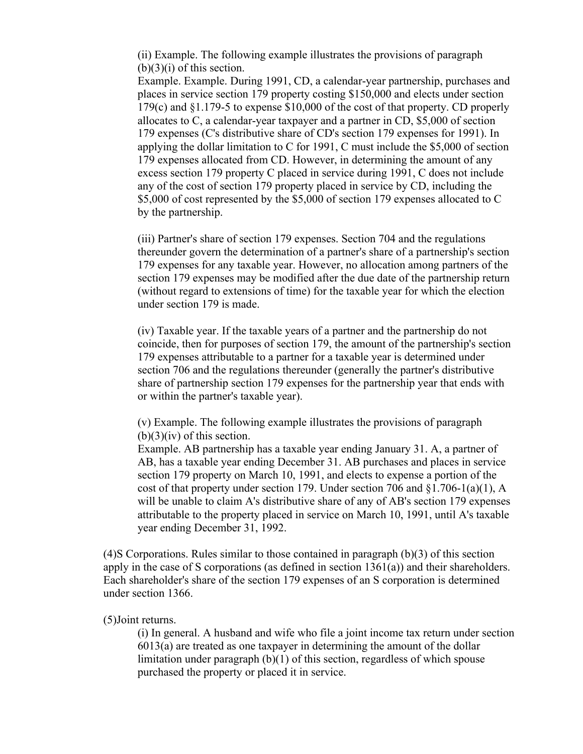(ii) Example. The following example illustrates the provisions of paragraph (b)(3)(i) of this section.

Example. Example. During 1991, CD, a calendar-year partnership, purchases and places in service section 179 property costing $150,000 and elects under section 179(c) and §1.179-5 to expense $10,000 of the cost of that property. CD properly allocates to C, a calendar-year taxpayer and a partner in CD, $5,000 of section 179 expenses (C's distributive share of CD's section 179 expenses for 1991). In applying the dollar limitation to C for 1991, C must include the $5,000 of section 179 expenses allocated from CD. However, in determining the amount of any excess section 179 property C placed in service during 1991, C does not include any of the cost of section 179 property placed in service by CD, including the $5,000 of cost represented by the $5,000 of section 179 expenses allocated to C by the partnership.

(iii) Partner's share of section 179 expenses. Section 704 and the regulations thereunder govern the determination of a partner's share of a partnership's section 179 expenses for any taxable year. However, no allocation among partners of the section 179 expenses may be modified after the due date of the partnership return (without regard to extensions of time) for the taxable year for which the election under section 179 is made.

(iv) Taxable year. If the taxable years of a partner and the partnership do not coincide, then for purposes of section 179, the amount of the partnership's section 179 expenses attributable to a partner for a taxable year is determined under section 706 and the regulations thereunder (generally the partner's distributive share of partnership section 179 expenses for the partnership year that ends with or within the partner's taxable year).

(v) Example. The following example illustrates the provisions of paragraph (b)(3)(iv) of this section.

Example. AB partnership has a taxable year ending January 31. A, a partner of AB, has a taxable year ending December 31. AB purchases and places in service section 179 property on March 10, 1991, and elects to expense a portion of the cost of that property under section 179. Under section 706 and §1.706-1(a)(1), A will be unable to claim A's distributive share of any of AB's section 179 expenses attributable to the property placed in service on March 10, 1991, until A's taxable year ending December 31, 1992.

(4)S Corporations. Rules similar to those contained in paragraph (b)(3) of this section apply in the case of S corporations (as defined in section 1361(a)) and their shareholders. Each shareholder's share of the section 179 expenses of an S corporation is determined under section 1366.

(5)Joint returns.

(i) In general. A husband and wife who file a joint income tax return under section 6013(a) are treated as one taxpayer in determining the amount of the dollar limitation under paragraph (b)(1) of this section, regardless of which spouse purchased the property or placed it in service.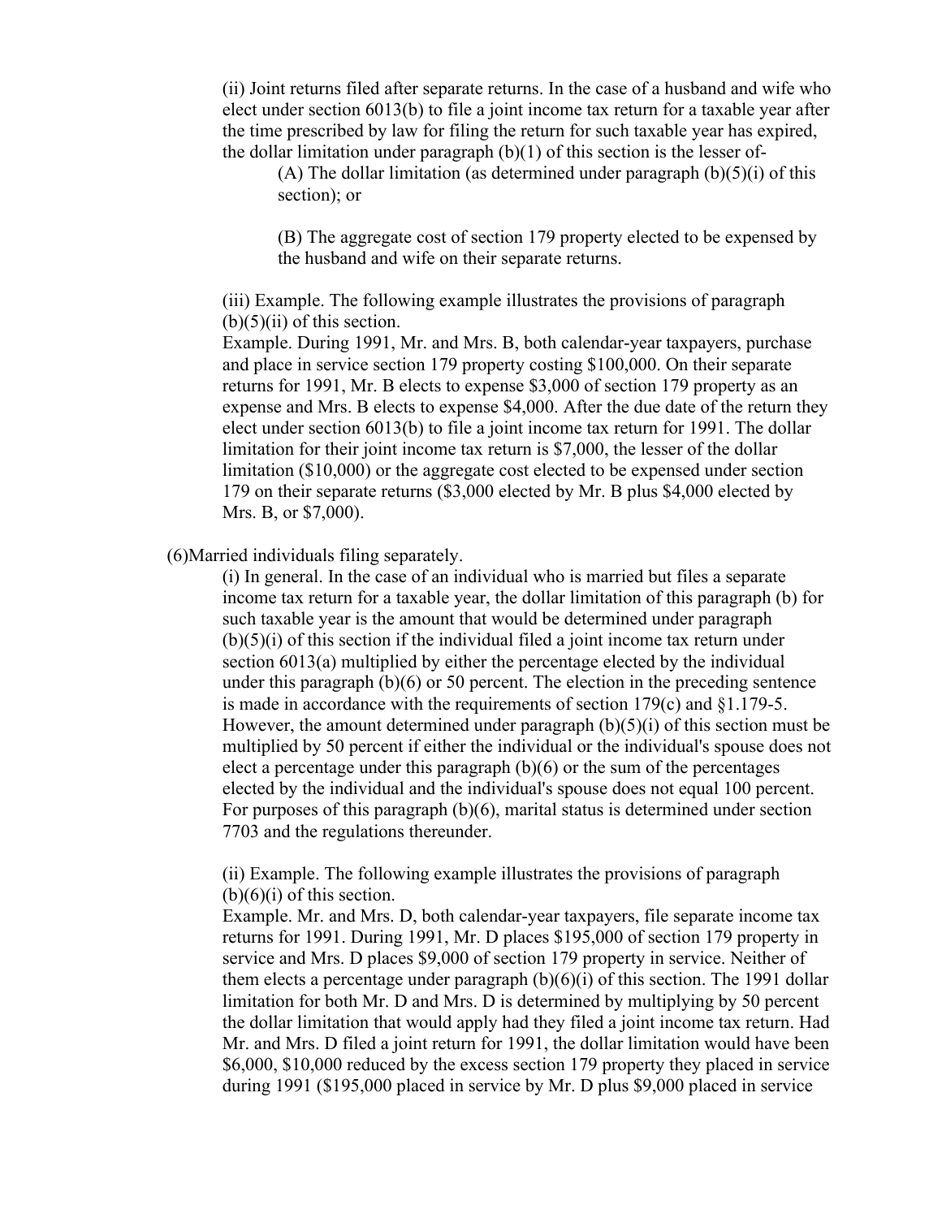(ii) Joint returns filed after separate returns. In the case of a husband and wife who elect under section 6013(b) to file a joint income tax return for a taxable year after the time prescribed by law for filing the return for such taxable year has expired, the dollar limitation under paragraph (b)(1) of this section is the lesser of-

(A) The dollar limitation (as determined under paragraph (b)(5)(i) of this section); or

(B) The aggregate cost of section 179 property elected to be expensed by the husband and wife on their separate returns.

(iii) Example. The following example illustrates the provisions of paragraph (b)(5)(ii) of this section.

Example. During 1991, Mr. and Mrs. B, both calendar-year taxpayers, purchase and place in service section 179 property costing $100,000. On their separate returns for 1991, Mr. B elects to expense $3,000 of section 179 property as an expense and Mrs. B elects to expense $4,000. After the due date of the return they elect under section 6013(b) to file a joint income tax return for 1991. The dollar limitation for their joint income tax return is $7,000, the lesser of the dollar limitation ($10,000) or the aggregate cost elected to be expensed under section 179 on their separate returns ($3,000 elected by Mr. B plus $4,000 elected by Mrs. B, or $7,000).

(6)Married individuals filing separately.

(i) In general. In the case of an individual who is married but files a separate income tax return for a taxable year, the dollar limitation of this paragraph (b) for such taxable year is the amount that would be determined under paragraph (b)(5)(i) of this section if the individual filed a joint income tax return under section 6013(a) multiplied by either the percentage elected by the individual under this paragraph (b)(6) or 50 percent. The election in the preceding sentence is made in accordance with the requirements of section 179(c) and §1.179-5. However, the amount determined under paragraph (b)(5)(i) of this section must be multiplied by 50 percent if either the individual or the individual's spouse does not elect a percentage under this paragraph (b)(6) or the sum of the percentages elected by the individual and the individual's spouse does not equal 100 percent. For purposes of this paragraph (b)(6), marital status is determined under section 7703 and the regulations thereunder.

(ii) Example. The following example illustrates the provisions of paragraph (b)(6)(i) of this section.

Example. Mr. and Mrs. D, both calendar-year taxpayers, file separate income tax returns for 1991. During 1991, Mr. D places $195,000 of section 179 property in service and Mrs. D places $9,000 of section 179 property in service. Neither of them elects a percentage under paragraph (b)(6)(i) of this section. The 1991 dollar limitation for both Mr. D and Mrs. D is determined by multiplying by 50 percent the dollar limitation that would apply had they filed a joint income tax return. Had Mr. and Mrs. D filed a joint return for 1991, the dollar limitation would have been $6,000, $10,000 reduced by the excess section 179 property they placed in service during 1991 ($195,000 placed in service by Mr. D plus $9,000 placed in service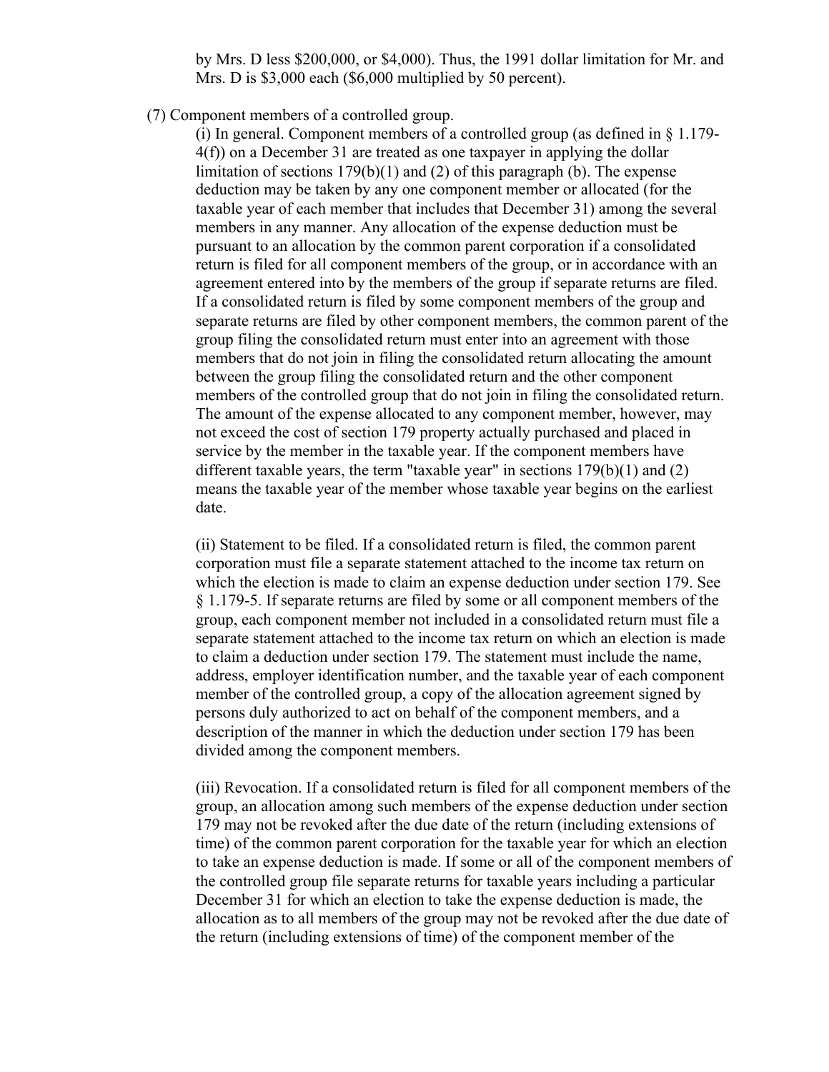by Mrs. D less $200,000, or $4,000). Thus, the 1991 dollar limitation for Mr. and Mrs. D is $3,000 each ($6,000 multiplied by 50 percent).

(7) Component members of a controlled group.

(i) In general. Component members of a controlled group (as defined in § 1.179-4(f)) on a December 31 are treated as one taxpayer in applying the dollar limitation of sections 179(b)(1) and (2) of this paragraph (b). The expense deduction may be taken by any one component member or allocated (for the taxable year of each member that includes that December 31) among the several members in any manner. Any allocation of the expense deduction must be pursuant to an allocation by the common parent corporation if a consolidated return is filed for all component members of the group, or in accordance with an agreement entered into by the members of the group if separate returns are filed. If a consolidated return is filed by some component members of the group and separate returns are filed by other component members, the common parent of the group filing the consolidated return must enter into an agreement with those members that do not join in filing the consolidated return allocating the amount between the group filing the consolidated return and the other component members of the controlled group that do not join in filing the consolidated return. The amount of the expense allocated to any component member, however, may not exceed the cost of section 179 property actually purchased and placed in service by the member in the taxable year. If the component members have different taxable years, the term "taxable year" in sections 179(b)(1) and (2) means the taxable year of the member whose taxable year begins on the earliest date.

(ii) Statement to be filed. If a consolidated return is filed, the common parent corporation must file a separate statement attached to the income tax return on which the election is made to claim an expense deduction under section 179. See § 1.179-5. If separate returns are filed by some or all component members of the group, each component member not included in a consolidated return must file a separate statement attached to the income tax return on which an election is made to claim a deduction under section 179. The statement must include the name, address, employer identification number, and the taxable year of each component member of the controlled group, a copy of the allocation agreement signed by persons duly authorized to act on behalf of the component members, and a description of the manner in which the deduction under section 179 has been divided among the component members.

(iii) Revocation. If a consolidated return is filed for all component members of the group, an allocation among such members of the expense deduction under section 179 may not be revoked after the due date of the return (including extensions of time) of the common parent corporation for the taxable year for which an election to take an expense deduction is made. If some or all of the component members of the controlled group file separate returns for taxable years including a particular December 31 for which an election to take the expense deduction is made, the allocation as to all members of the group may not be revoked after the due date of the return (including extensions of time) of the component member of the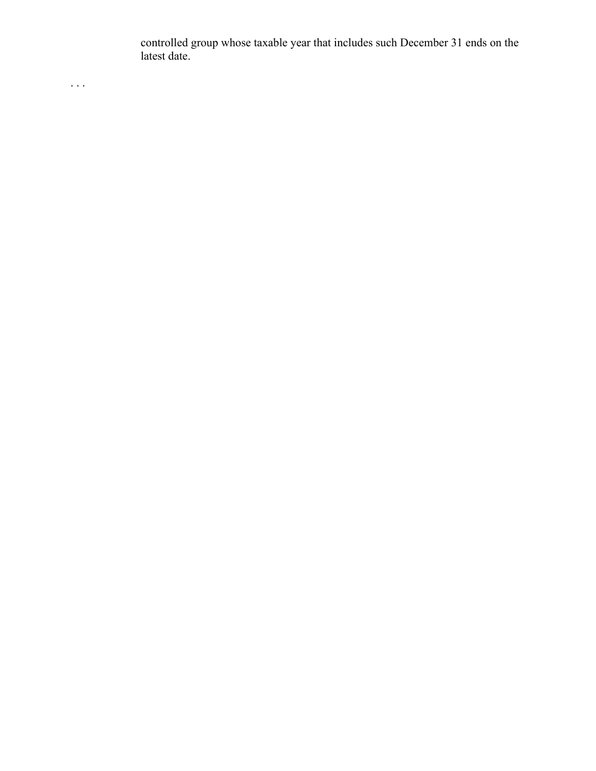controlled group whose taxable year that includes such December 31 ends on the latest date.

. . .